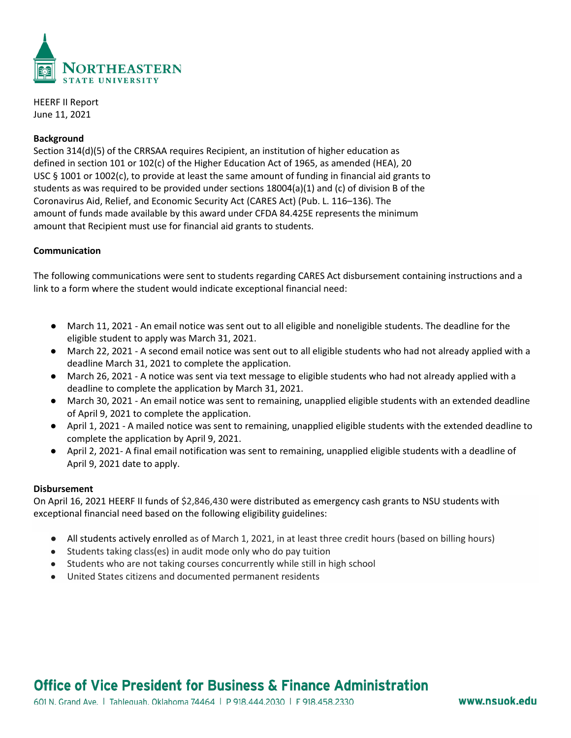HEERF II Report
June 11, 2021

**Background**

Section 314(d)(5) of the CRRSAA requires Recipient, an institution of higher education as defined in section 101 or 102(c) of the Higher Education Act of 1965, as amended (HEA), 20 USC § 1001 or 1002(c), to provide at least the same amount of funding in financial aid grants to students as was required to be provided under sections 18004(a)(1) and (c) of division B of the Coronavirus Aid, Relief, and Economic Security Act (CARES Act) (Pub. L. 116–136). The amount of funds made available by this award under CFDA 84.425E represents the minimum amount that Recipient must use for financial aid grants to students.

**Communication**

The following communications were sent to students regarding CARES Act disbursement containing instructions and a link to a form where the student would indicate exceptional financial need:

- March 11, 2021 - An email notice was sent out to all eligible and noneligible students. The deadline for the eligible student to apply was March 31, 2021.
- March 22, 2021 - A second email notice was sent out to all eligible students who had not already applied with a deadline March 31, 2021 to complete the application.
- March 26, 2021 - A notice was sent via text message to eligible students who had not already applied with a deadline to complete the application by March 31, 2021.
- March 30, 2021 - An email notice was sent to remaining, unapplied eligible students with an extended deadline of April 9, 2021 to complete the application.
- April 1, 2021 - A mailed notice was sent to remaining, unapplied eligible students with the extended deadline to complete the application by April 9, 2021.
- April 2, 2021- A final email notification was sent to remaining, unapplied eligible students with a deadline of April 9, 2021 date to apply.

**Disbursement**

On April 16, 2021 HEERF II funds of $2,846,430 were distributed as emergency cash grants to NSU students with exceptional financial need based on the following eligibility guidelines:

- All students actively enrolled as of March 1, 2021, in at least three credit hours (based on billing hours)
- Students taking class(es) in audit mode only who do pay tuition
- Students who are not taking courses concurrently while still in high school
- United States citizens and documented permanent residents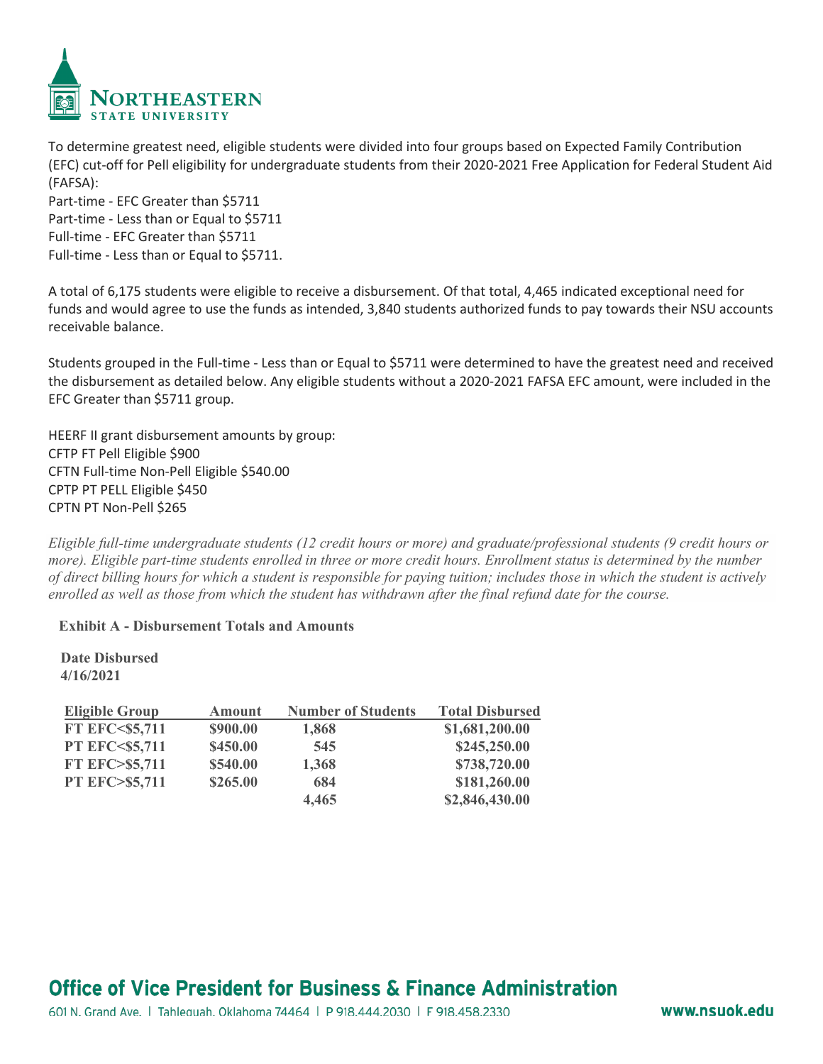To determine greatest need, eligible students were divided into four groups based on Expected Family Contribution (EFC) cut-off for Pell eligibility for undergraduate students from their 2020-2021 Free Application for Federal Student Aid (FAFSA):

Part-time - EFC Greater than $5711
Part-time - Less than or Equal to $5711
Full-time - EFC Greater than $5711
Full-time - Less than or Equal to $5711.

A total of 6,175 students were eligible to receive a disbursement. Of that total, 4,465 indicated exceptional need for funds and would agree to use the funds as intended, 3,840 students authorized funds to pay towards their NSU accounts receivable balance.

Students grouped in the Full-time - Less than or Equal to $5711 were determined to have the greatest need and received the disbursement as detailed below. Any eligible students without a 2020-2021 FAFSA EFC amount, were included in the EFC Greater than $5711 group.

HEERF II grant disbursement amounts by group:
CFTP FT Pell Eligible $900
CFTN Full-time Non-Pell Eligible $540.00
CPTP PT PELL Eligible $450
CPTN PT Non-Pell $265

*Eligible full-time undergraduate students (12 credit hours or more) and graduate/professional students (9 credit hours or more). Eligible part-time students enrolled in three or more credit hours. Enrollment status is determined by the number of direct billing hours for which a student is responsible for paying tuition; includes those in which the student is actively enrolled as well as those from which the student has withdrawn after the final refund date for the course.*

**Exhibit A - Disbursement Totals and Amounts**

**Date Disbursed**
**4/16/2021**

| Eligible Group | Amount | Number of Students | Total Disbursed |
|---|---|---|---|
| FT EFC<$5,711 | $900.00 | 1,868 | $1,681,200.00 |
| PT EFC<$5,711 | $450.00 | 545 | $245,250.00 |
| FT EFC>$5,711 | $540.00 | 1,368 | $738,720.00 |
| PT EFC>$5,711 | $265.00 | 684 | $181,260.00 |
| | | 4,465 | $2,846,430.00 |